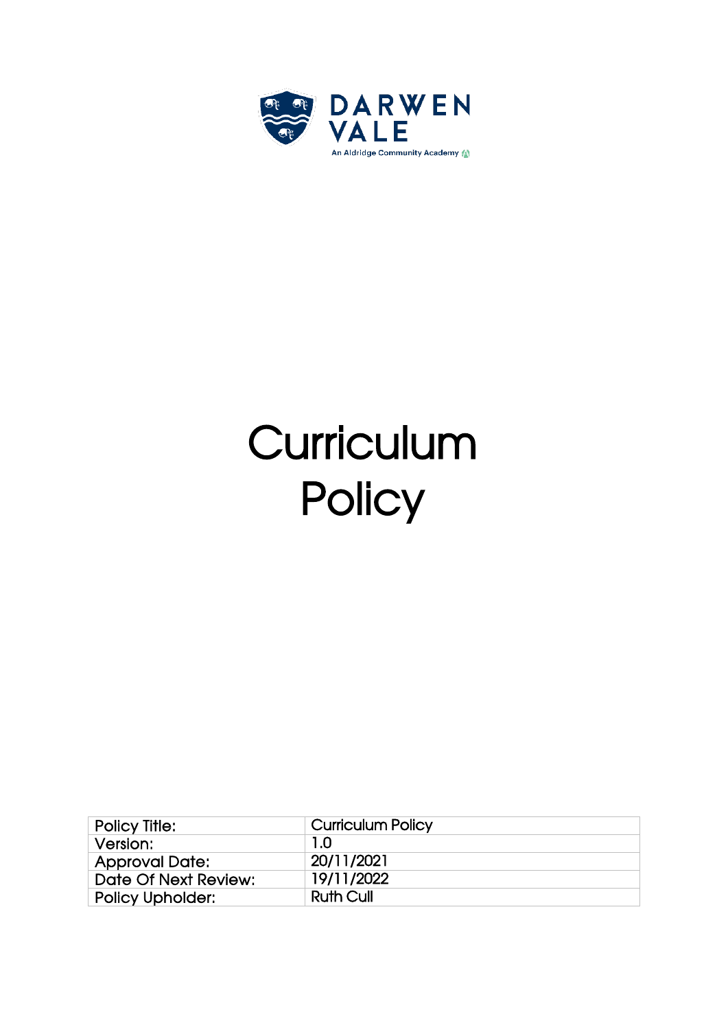DARWEN VALE

An Aldridge Community Academy

# Curriculum Policy

| Policy Title: | Curriculum Policy |
|---|---|
| Version: | 1.0 |
| Approval Date: | 20/11/2021 |
| Date Of Next Review: | 19/11/2022 |
| Policy Upholder: | Ruth Cull |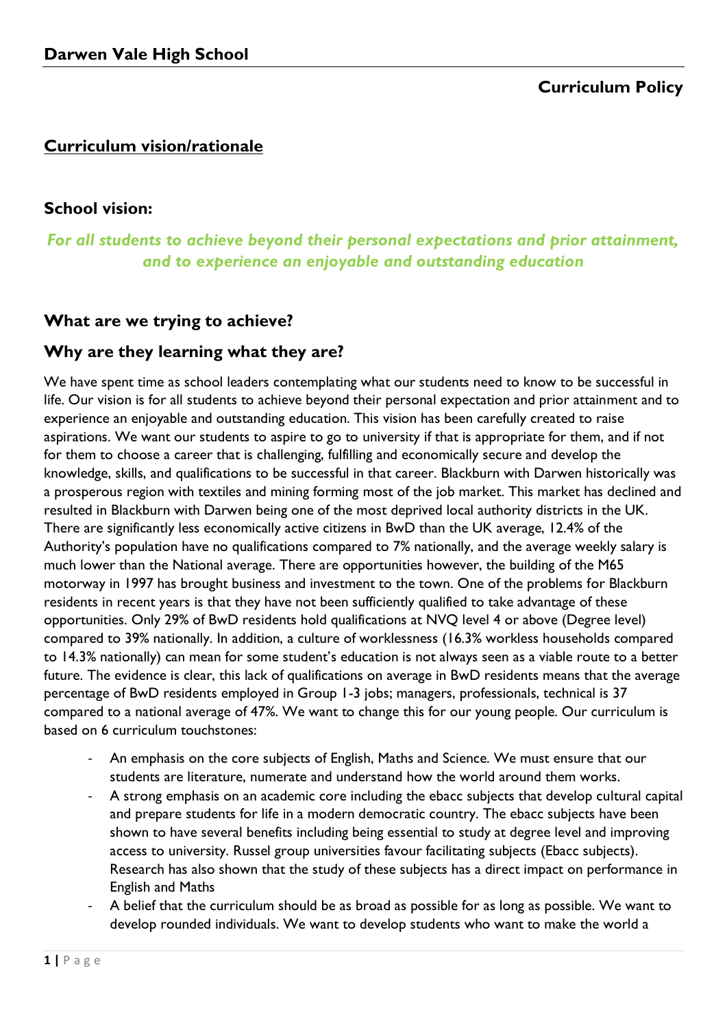# Darwen Vale High School

## Curriculum Policy

## Curriculum vision/rationale

### School vision:

***For all students to achieve beyond their personal expectations and prior attainment, and to experience an enjoyable and outstanding education***

### What are we trying to achieve?

### Why are they learning what they are?

We have spent time as school leaders contemplating what our students need to know to be successful in life. Our vision is for all students to achieve beyond their personal expectation and prior attainment and to experience an enjoyable and outstanding education. This vision has been carefully created to raise aspirations. We want our students to aspire to go to university if that is appropriate for them, and if not for them to choose a career that is challenging, fulfilling and economically secure and develop the knowledge, skills, and qualifications to be successful in that career. Blackburn with Darwen historically was a prosperous region with textiles and mining forming most of the job market. This market has declined and resulted in Blackburn with Darwen being one of the most deprived local authority districts in the UK. There are significantly less economically active citizens in BwD than the UK average, 12.4% of the Authority's population have no qualifications compared to 7% nationally, and the average weekly salary is much lower than the National average. There are opportunities however, the building of the M65 motorway in 1997 has brought business and investment to the town. One of the problems for Blackburn residents in recent years is that they have not been sufficiently qualified to take advantage of these opportunities. Only 29% of BwD residents hold qualifications at NVQ level 4 or above (Degree level) compared to 39% nationally. In addition, a culture of worklessness (16.3% workless households compared to 14.3% nationally) can mean for some student's education is not always seen as a viable route to a better future. The evidence is clear, this lack of qualifications on average in BwD residents means that the average percentage of BwD residents employed in Group 1-3 jobs; managers, professionals, technical is 37 compared to a national average of 47%. We want to change this for our young people. Our curriculum is based on 6 curriculum touchstones:

- An emphasis on the core subjects of English, Maths and Science. We must ensure that our students are literature, numerate and understand how the world around them works.
- A strong emphasis on an academic core including the ebacc subjects that develop cultural capital and prepare students for life in a modern democratic country. The ebacc subjects have been shown to have several benefits including being essential to study at degree level and improving access to university. Russel group universities favour facilitating subjects (Ebacc subjects). Research has also shown that the study of these subjects has a direct impact on performance in English and Maths
- A belief that the curriculum should be as broad as possible for as long as possible. We want to develop rounded individuals. We want to develop students who want to make the world a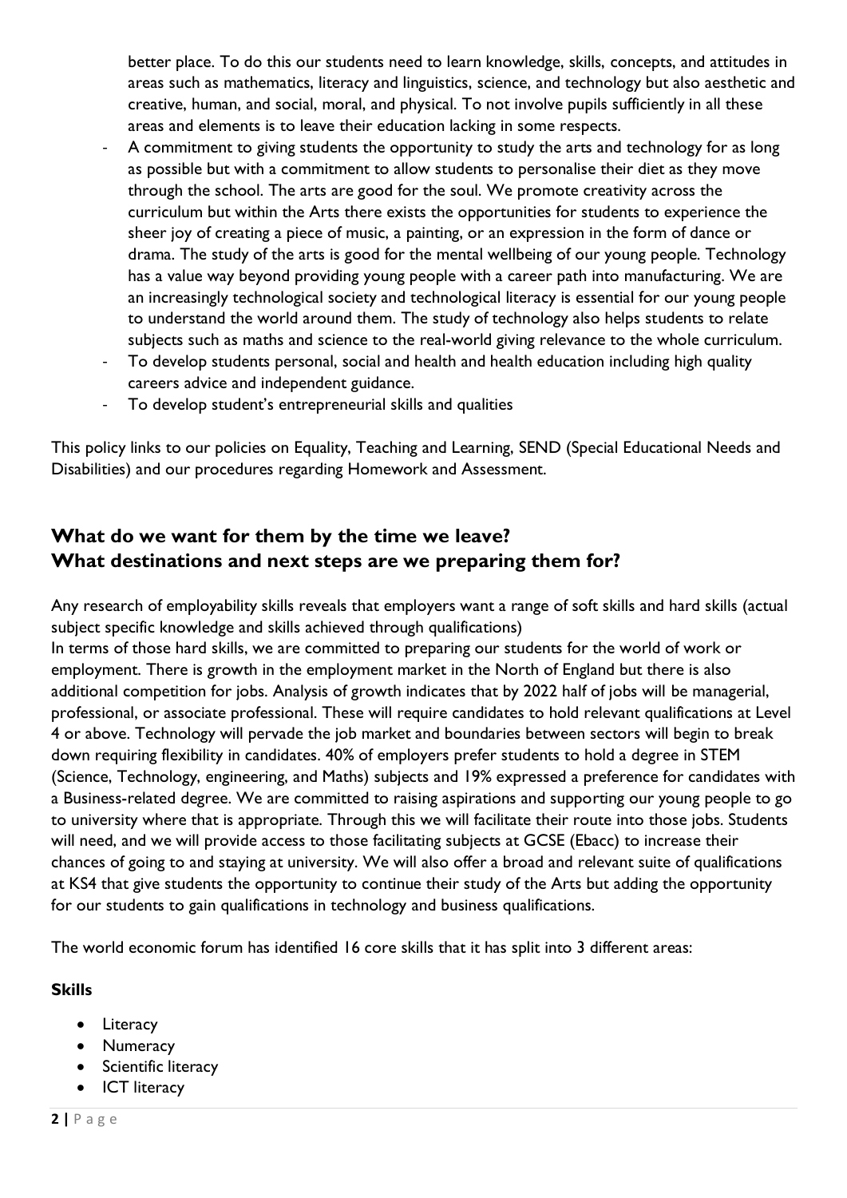better place. To do this our students need to learn knowledge, skills, concepts, and attitudes in areas such as mathematics, literacy and linguistics, science, and technology but also aesthetic and creative, human, and social, moral, and physical. To not involve pupils sufficiently in all these areas and elements is to leave their education lacking in some respects.

- A commitment to giving students the opportunity to study the arts and technology for as long as possible but with a commitment to allow students to personalise their diet as they move through the school. The arts are good for the soul. We promote creativity across the curriculum but within the Arts there exists the opportunities for students to experience the sheer joy of creating a piece of music, a painting, or an expression in the form of dance or drama. The study of the arts is good for the mental wellbeing of our young people. Technology has a value way beyond providing young people with a career path into manufacturing. We are an increasingly technological society and technological literacy is essential for our young people to understand the world around them. The study of technology also helps students to relate subjects such as maths and science to the real-world giving relevance to the whole curriculum.
- To develop students personal, social and health and health education including high quality careers advice and independent guidance.
- To develop student's entrepreneurial skills and qualities

This policy links to our policies on Equality, Teaching and Learning, SEND (Special Educational Needs and Disabilities) and our procedures regarding Homework and Assessment.

## What do we want for them by the time we leave?
## What destinations and next steps are we preparing them for?

Any research of employability skills reveals that employers want a range of soft skills and hard skills (actual subject specific knowledge and skills achieved through qualifications)
In terms of those hard skills, we are committed to preparing our students for the world of work or employment. There is growth in the employment market in the North of England but there is also additional competition for jobs. Analysis of growth indicates that by 2022 half of jobs will be managerial, professional, or associate professional. These will require candidates to hold relevant qualifications at Level 4 or above. Technology will pervade the job market and boundaries between sectors will begin to break down requiring flexibility in candidates. 40% of employers prefer students to hold a degree in STEM (Science, Technology, engineering, and Maths) subjects and 19% expressed a preference for candidates with a Business-related degree. We are committed to raising aspirations and supporting our young people to go to university where that is appropriate. Through this we will facilitate their route into those jobs. Students will need, and we will provide access to those facilitating subjects at GCSE (Ebacc) to increase their chances of going to and staying at university. We will also offer a broad and relevant suite of qualifications at KS4 that give students the opportunity to continue their study of the Arts but adding the opportunity for our students to gain qualifications in technology and business qualifications.

The world economic forum has identified 16 core skills that it has split into 3 different areas:

**Skills**

- Literacy
- Numeracy
- Scientific literacy
- ICT literacy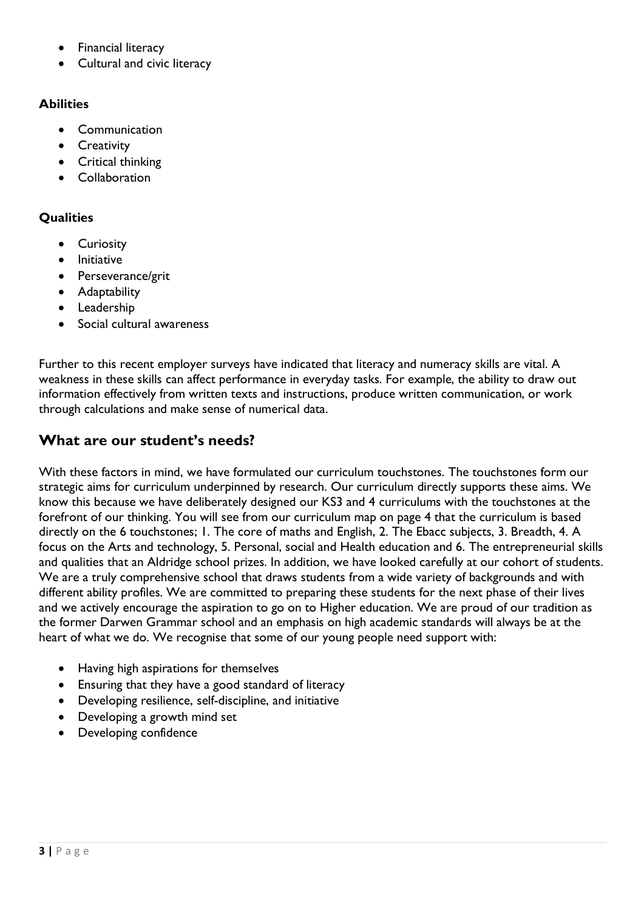- Financial literacy
- Cultural and civic literacy

**Abilities**

- Communication
- Creativity
- Critical thinking
- Collaboration

**Qualities**

- Curiosity
- Initiative
- Perseverance/grit
- Adaptability
- Leadership
- Social cultural awareness

Further to this recent employer surveys have indicated that literacy and numeracy skills are vital. A weakness in these skills can affect performance in everyday tasks. For example, the ability to draw out information effectively from written texts and instructions, produce written communication, or work through calculations and make sense of numerical data.

## What are our student's needs?

With these factors in mind, we have formulated our curriculum touchstones. The touchstones form our strategic aims for curriculum underpinned by research. Our curriculum directly supports these aims. We know this because we have deliberately designed our KS3 and 4 curriculums with the touchstones at the forefront of our thinking. You will see from our curriculum map on page 4 that the curriculum is based directly on the 6 touchstones; 1. The core of maths and English, 2. The Ebacc subjects, 3. Breadth, 4. A focus on the Arts and technology, 5. Personal, social and Health education and 6. The entrepreneurial skills and qualities that an Aldridge school prizes. In addition, we have looked carefully at our cohort of students. We are a truly comprehensive school that draws students from a wide variety of backgrounds and with different ability profiles. We are committed to preparing these students for the next phase of their lives and we actively encourage the aspiration to go on to Higher education. We are proud of our tradition as the former Darwen Grammar school and an emphasis on high academic standards will always be at the heart of what we do. We recognise that some of our young people need support with:

- Having high aspirations for themselves
- Ensuring that they have a good standard of literacy
- Developing resilience, self-discipline, and initiative
- Developing a growth mind set
- Developing confidence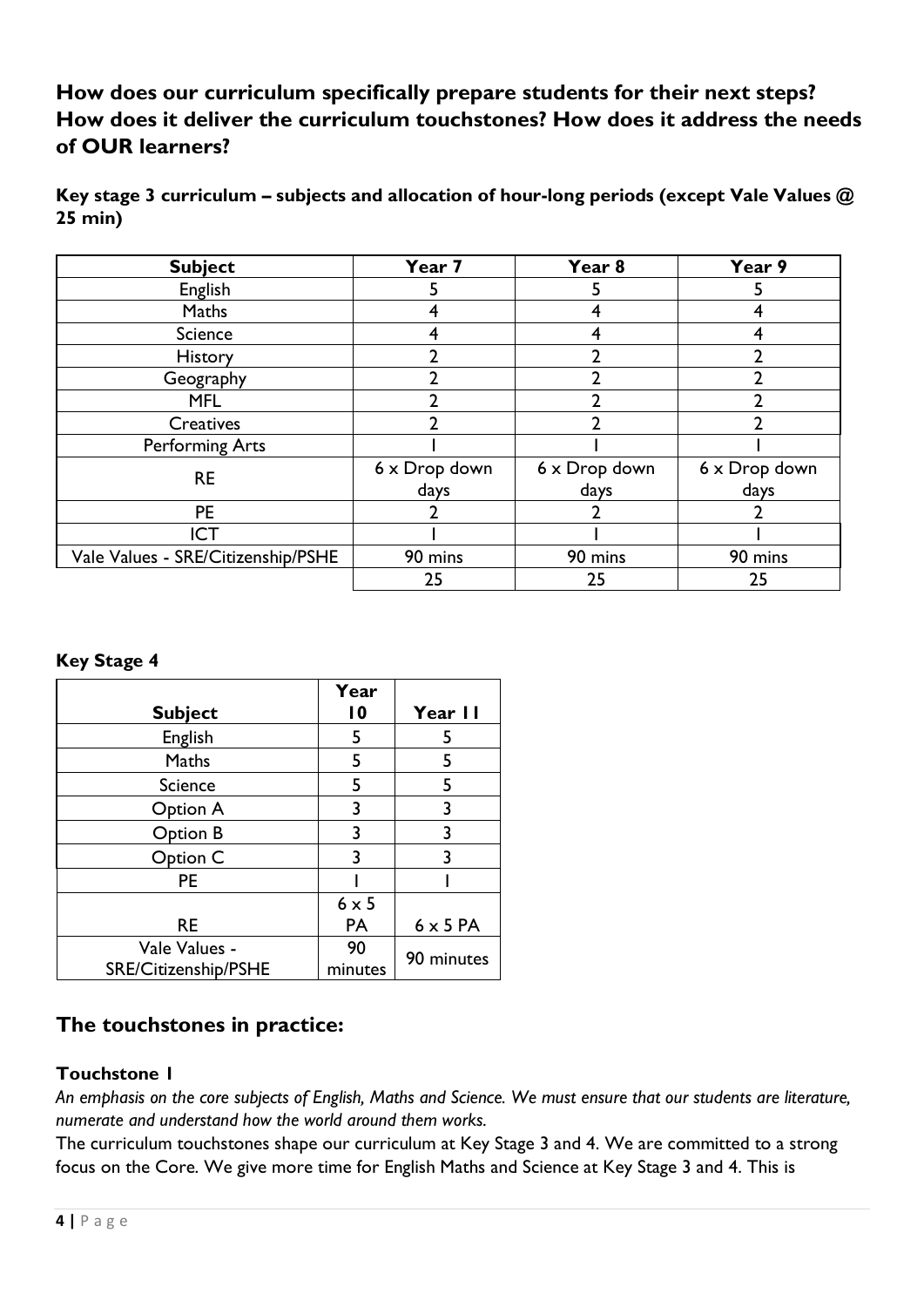## How does our curriculum specifically prepare students for their next steps? How does it deliver the curriculum touchstones? How does it address the needs of OUR learners?

**Key stage 3 curriculum – subjects and allocation of hour-long periods (except Vale Values @ 25 min)**

| Subject | Year 7 | Year 8 | Year 9 |
|---|---|---|---|
| English | 5 | 5 | 5 |
| Maths | 4 | 4 | 4 |
| Science | 4 | 4 | 4 |
| History | 2 | 2 | 2 |
| Geography | 2 | 2 | 2 |
| MFL | 2 | 2 | 2 |
| Creatives | 2 | 2 | 2 |
| Performing Arts | 1 | 1 | 1 |
| RE | 6 x Drop down days | 6 x Drop down days | 6 x Drop down days |
| PE | 2 | 2 | 2 |
| ICT | 1 | 1 | 1 |
| Vale Values - SRE/Citizenship/PSHE | 90 mins | 90 mins | 90 mins |
| | 25 | 25 | 25 |

**Key Stage 4**

| Subject | Year 10 | Year 11 |
|---|---|---|
| English | 5 | 5 |
| Maths | 5 | 5 |
| Science | 5 | 5 |
| Option A | 3 | 3 |
| Option B | 3 | 3 |
| Option C | 3 | 3 |
| PE | 1 | 1 |
| RE | 6 x 5 PA | 6 x 5 PA |
| Vale Values - SRE/Citizenship/PSHE | 90 minutes | 90 minutes |

## The touchstones in practice:

### Touchstone 1

*An emphasis on the core subjects of English, Maths and Science. We must ensure that our students are literature, numerate and understand how the world around them works.*

The curriculum touchstones shape our curriculum at Key Stage 3 and 4. We are committed to a strong focus on the Core. We give more time for English Maths and Science at Key Stage 3 and 4. This is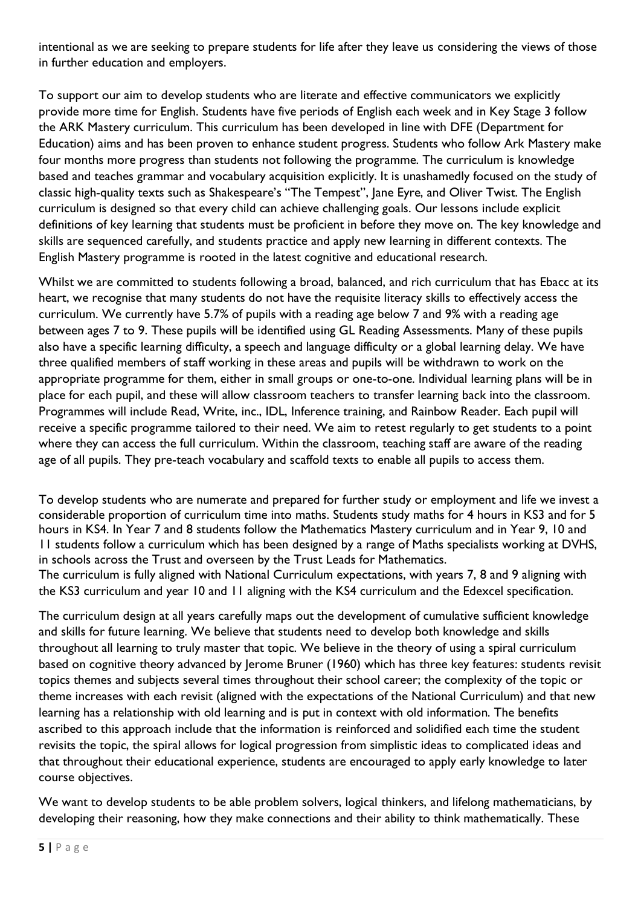intentional as we are seeking to prepare students for life after they leave us considering the views of those in further education and employers.

To support our aim to develop students who are literate and effective communicators we explicitly provide more time for English. Students have five periods of English each week and in Key Stage 3 follow the ARK Mastery curriculum. This curriculum has been developed in line with DFE (Department for Education) aims and has been proven to enhance student progress. Students who follow Ark Mastery make four months more progress than students not following the programme. The curriculum is knowledge based and teaches grammar and vocabulary acquisition explicitly. It is unashamedly focused on the study of classic high-quality texts such as Shakespeare's "The Tempest", Jane Eyre, and Oliver Twist. The English curriculum is designed so that every child can achieve challenging goals. Our lessons include explicit definitions of key learning that students must be proficient in before they move on. The key knowledge and skills are sequenced carefully, and students practice and apply new learning in different contexts. The English Mastery programme is rooted in the latest cognitive and educational research.

Whilst we are committed to students following a broad, balanced, and rich curriculum that has Ebacc at its heart, we recognise that many students do not have the requisite literacy skills to effectively access the curriculum. We currently have 5.7% of pupils with a reading age below 7 and 9% with a reading age between ages 7 to 9. These pupils will be identified using GL Reading Assessments. Many of these pupils also have a specific learning difficulty, a speech and language difficulty or a global learning delay. We have three qualified members of staff working in these areas and pupils will be withdrawn to work on the appropriate programme for them, either in small groups or one-to-one. Individual learning plans will be in place for each pupil, and these will allow classroom teachers to transfer learning back into the classroom. Programmes will include Read, Write, inc., IDL, Inference training, and Rainbow Reader. Each pupil will receive a specific programme tailored to their need. We aim to retest regularly to get students to a point where they can access the full curriculum. Within the classroom, teaching staff are aware of the reading age of all pupils. They pre-teach vocabulary and scaffold texts to enable all pupils to access them.

To develop students who are numerate and prepared for further study or employment and life we invest a considerable proportion of curriculum time into maths. Students study maths for 4 hours in KS3 and for 5 hours in KS4. In Year 7 and 8 students follow the Mathematics Mastery curriculum and in Year 9, 10 and 11 students follow a curriculum which has been designed by a range of Maths specialists working at DVHS, in schools across the Trust and overseen by the Trust Leads for Mathematics.
The curriculum is fully aligned with National Curriculum expectations, with years 7, 8 and 9 aligning with the KS3 curriculum and year 10 and 11 aligning with the KS4 curriculum and the Edexcel specification.

The curriculum design at all years carefully maps out the development of cumulative sufficient knowledge and skills for future learning. We believe that students need to develop both knowledge and skills throughout all learning to truly master that topic. We believe in the theory of using a spiral curriculum based on cognitive theory advanced by Jerome Bruner (1960) which has three key features: students revisit topics themes and subjects several times throughout their school career; the complexity of the topic or theme increases with each revisit (aligned with the expectations of the National Curriculum) and that new learning has a relationship with old learning and is put in context with old information. The benefits ascribed to this approach include that the information is reinforced and solidified each time the student revisits the topic, the spiral allows for logical progression from simplistic ideas to complicated ideas and that throughout their educational experience, students are encouraged to apply early knowledge to later course objectives.

We want to develop students to be able problem solvers, logical thinkers, and lifelong mathematicians, by developing their reasoning, how they make connections and their ability to think mathematically. These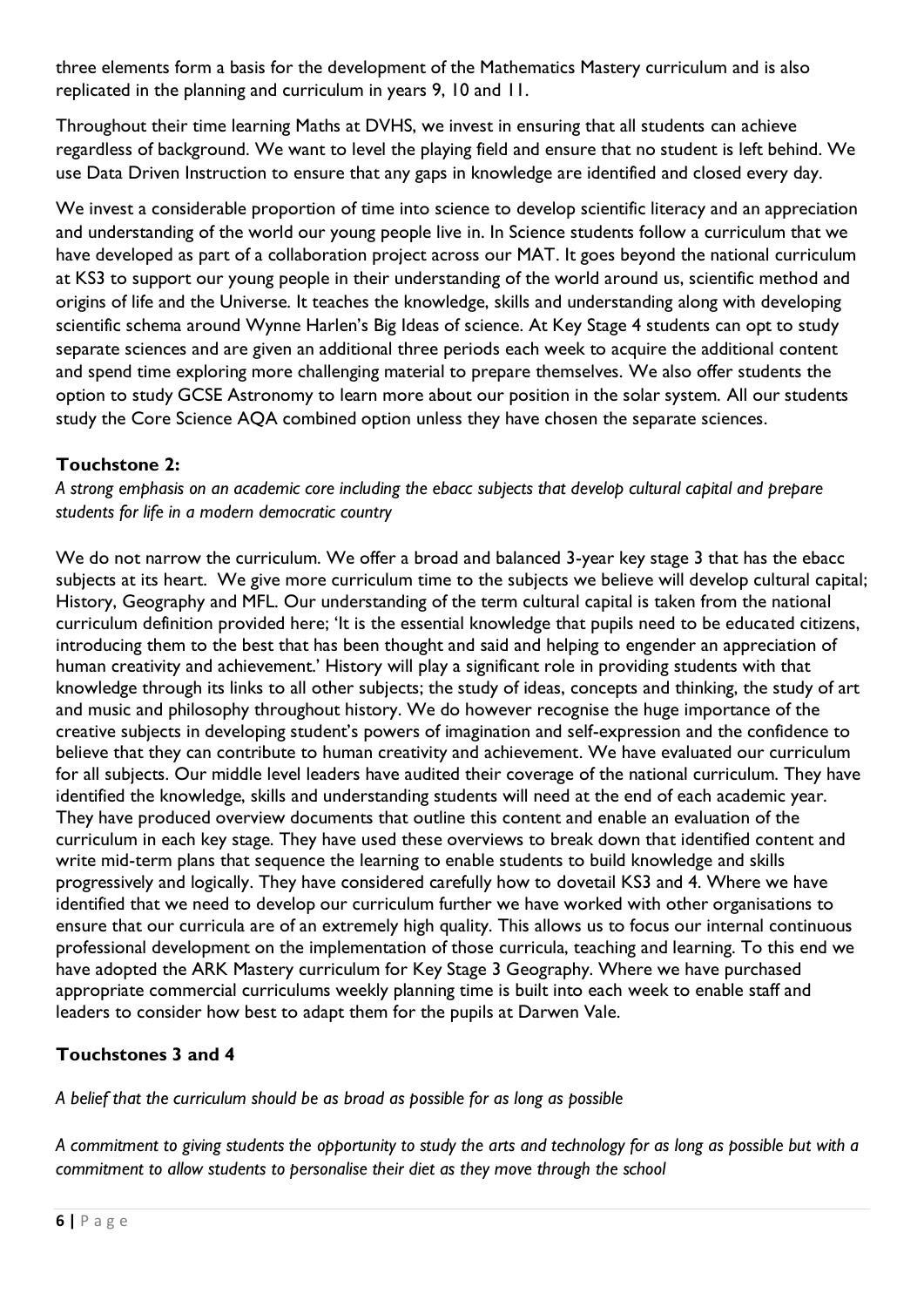three elements form a basis for the development of the Mathematics Mastery curriculum and is also replicated in the planning and curriculum in years 9, 10 and 11.

Throughout their time learning Maths at DVHS, we invest in ensuring that all students can achieve regardless of background. We want to level the playing field and ensure that no student is left behind. We use Data Driven Instruction to ensure that any gaps in knowledge are identified and closed every day.

We invest a considerable proportion of time into science to develop scientific literacy and an appreciation and understanding of the world our young people live in. In Science students follow a curriculum that we have developed as part of a collaboration project across our MAT. It goes beyond the national curriculum at KS3 to support our young people in their understanding of the world around us, scientific method and origins of life and the Universe. It teaches the knowledge, skills and understanding along with developing scientific schema around Wynne Harlen's Big Ideas of science. At Key Stage 4 students can opt to study separate sciences and are given an additional three periods each week to acquire the additional content and spend time exploring more challenging material to prepare themselves. We also offer students the option to study GCSE Astronomy to learn more about our position in the solar system. All our students study the Core Science AQA combined option unless they have chosen the separate sciences.

### Touchstone 2:

*A strong emphasis on an academic core including the ebacc subjects that develop cultural capital and prepare students for life in a modern democratic country*

We do not narrow the curriculum. We offer a broad and balanced 3-year key stage 3 that has the ebacc subjects at its heart. We give more curriculum time to the subjects we believe will develop cultural capital; History, Geography and MFL. Our understanding of the term cultural capital is taken from the national curriculum definition provided here; 'It is the essential knowledge that pupils need to be educated citizens, introducing them to the best that has been thought and said and helping to engender an appreciation of human creativity and achievement.' History will play a significant role in providing students with that knowledge through its links to all other subjects; the study of ideas, concepts and thinking, the study of art and music and philosophy throughout history. We do however recognise the huge importance of the creative subjects in developing student's powers of imagination and self-expression and the confidence to believe that they can contribute to human creativity and achievement. We have evaluated our curriculum for all subjects. Our middle level leaders have audited their coverage of the national curriculum. They have identified the knowledge, skills and understanding students will need at the end of each academic year. They have produced overview documents that outline this content and enable an evaluation of the curriculum in each key stage. They have used these overviews to break down that identified content and write mid-term plans that sequence the learning to enable students to build knowledge and skills progressively and logically. They have considered carefully how to dovetail KS3 and 4. Where we have identified that we need to develop our curriculum further we have worked with other organisations to ensure that our curricula are of an extremely high quality. This allows us to focus our internal continuous professional development on the implementation of those curricula, teaching and learning. To this end we have adopted the ARK Mastery curriculum for Key Stage 3 Geography. Where we have purchased appropriate commercial curriculums weekly planning time is built into each week to enable staff and leaders to consider how best to adapt them for the pupils at Darwen Vale.

### Touchstones 3 and 4

*A belief that the curriculum should be as broad as possible for as long as possible*

*A commitment to giving students the opportunity to study the arts and technology for as long as possible but with a commitment to allow students to personalise their diet as they move through the school*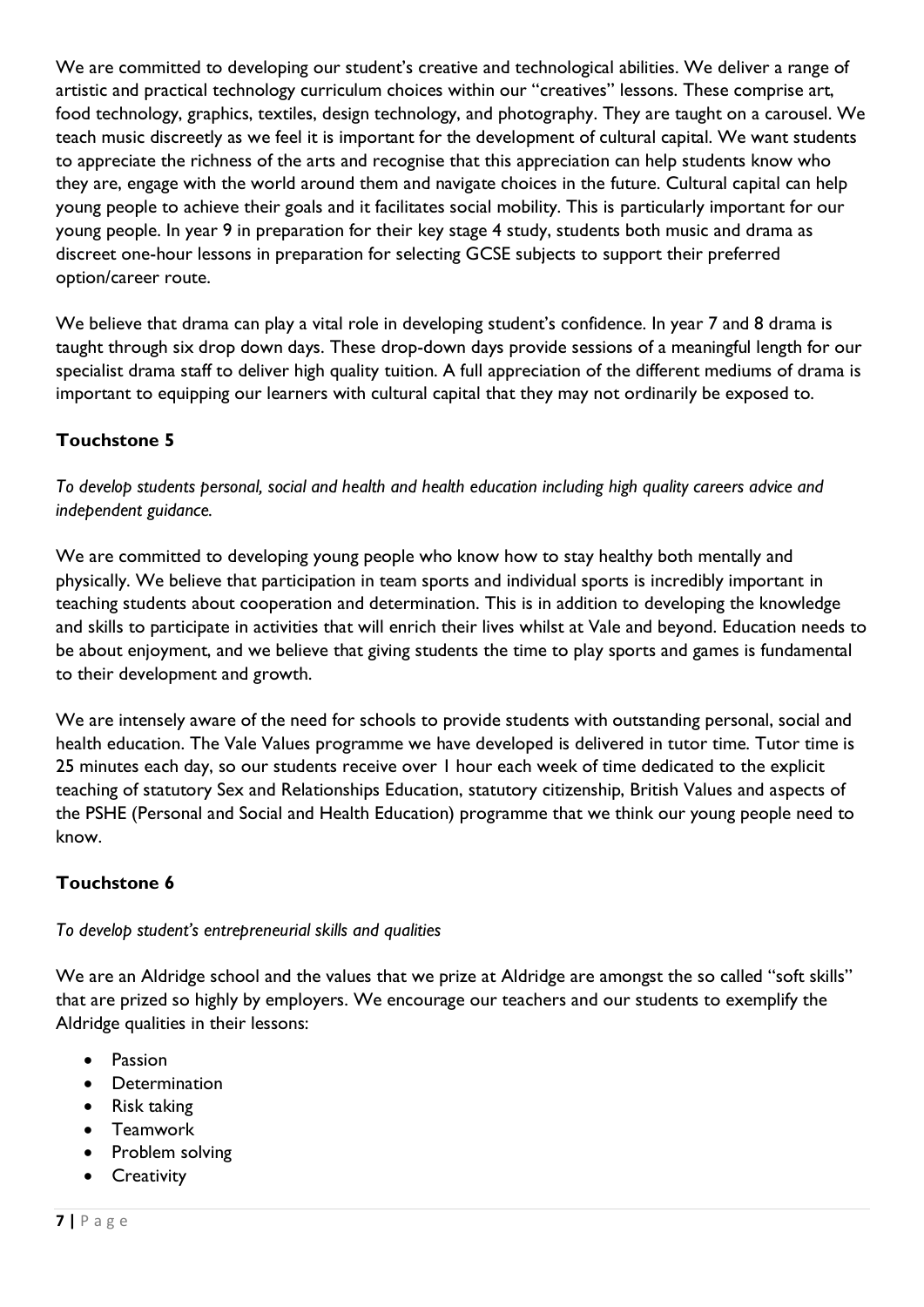We are committed to developing our student's creative and technological abilities. We deliver a range of artistic and practical technology curriculum choices within our "creatives" lessons. These comprise art, food technology, graphics, textiles, design technology, and photography. They are taught on a carousel. We teach music discreetly as we feel it is important for the development of cultural capital. We want students to appreciate the richness of the arts and recognise that this appreciation can help students know who they are, engage with the world around them and navigate choices in the future. Cultural capital can help young people to achieve their goals and it facilitates social mobility. This is particularly important for our young people. In year 9 in preparation for their key stage 4 study, students both music and drama as discreet one-hour lessons in preparation for selecting GCSE subjects to support their preferred option/career route.

We believe that drama can play a vital role in developing student's confidence. In year 7 and 8 drama is taught through six drop down days. These drop-down days provide sessions of a meaningful length for our specialist drama staff to deliver high quality tuition. A full appreciation of the different mediums of drama is important to equipping our learners with cultural capital that they may not ordinarily be exposed to.

### Touchstone 5

*To develop students personal, social and health and health education including high quality careers advice and independent guidance.*

We are committed to developing young people who know how to stay healthy both mentally and physically. We believe that participation in team sports and individual sports is incredibly important in teaching students about cooperation and determination. This is in addition to developing the knowledge and skills to participate in activities that will enrich their lives whilst at Vale and beyond. Education needs to be about enjoyment, and we believe that giving students the time to play sports and games is fundamental to their development and growth.

We are intensely aware of the need for schools to provide students with outstanding personal, social and health education. The Vale Values programme we have developed is delivered in tutor time. Tutor time is 25 minutes each day, so our students receive over 1 hour each week of time dedicated to the explicit teaching of statutory Sex and Relationships Education, statutory citizenship, British Values and aspects of the PSHE (Personal and Social and Health Education) programme that we think our young people need to know.

### Touchstone 6

*To develop student's entrepreneurial skills and qualities*

We are an Aldridge school and the values that we prize at Aldridge are amongst the so called "soft skills" that are prized so highly by employers. We encourage our teachers and our students to exemplify the Aldridge qualities in their lessons:

- Passion
- Determination
- Risk taking
- Teamwork
- Problem solving
- Creativity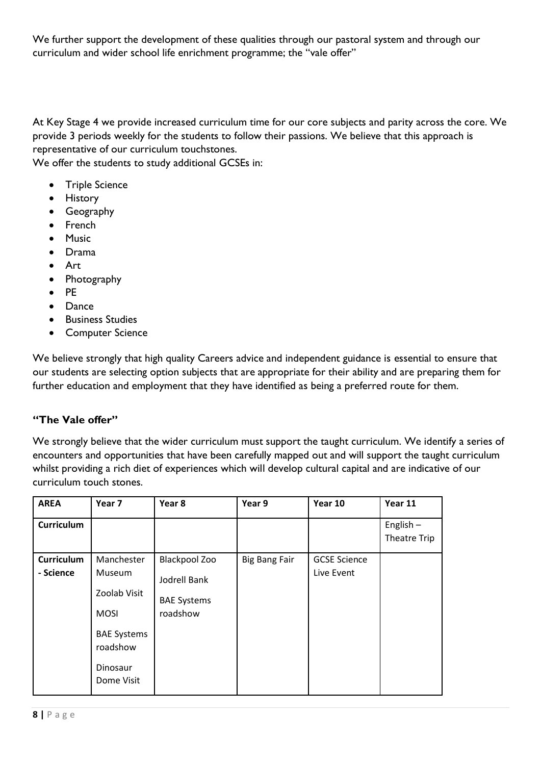We further support the development of these qualities through our pastoral system and through our curriculum and wider school life enrichment programme; the "vale offer"

At Key Stage 4 we provide increased curriculum time for our core subjects and parity across the core. We provide 3 periods weekly for the students to follow their passions. We believe that this approach is representative of our curriculum touchstones.

We offer the students to study additional GCSEs in:

- Triple Science
- History
- Geography
- French
- Music
- Drama
- Art
- Photography
- PE
- Dance
- Business Studies
- Computer Science

We believe strongly that high quality Careers advice and independent guidance is essential to ensure that our students are selecting option subjects that are appropriate for their ability and are preparing them for further education and employment that they have identified as being a preferred route for them.

### "The Vale offer"

We strongly believe that the wider curriculum must support the taught curriculum. We identify a series of encounters and opportunities that have been carefully mapped out and will support the taught curriculum whilst providing a rich diet of experiences which will develop cultural capital and are indicative of our curriculum touch stones.

| AREA | Year 7 | Year 8 | Year 9 | Year 10 | Year 11 |
|---|---|---|---|---|---|
| **Curriculum** | | | | | English – Theatre Trip |
| **Curriculum - Science** | Manchester Museum<br>Zoolab Visit<br>MOSI<br>BAE Systems roadshow<br>Dinosaur Dome Visit | Blackpool Zoo<br>Jodrell Bank<br>BAE Systems roadshow | Big Bang Fair | GCSE Science Live Event | |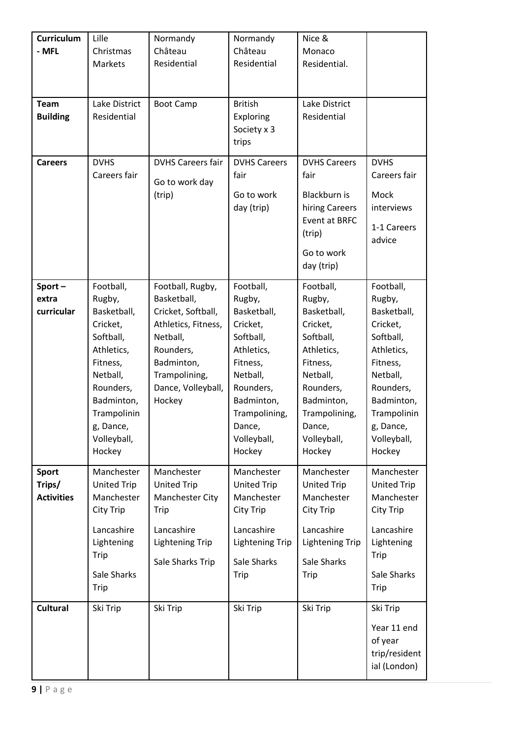| Curriculum - MFL | Lille Christmas Markets | Normandy Château Residential | Normandy Château Residential | Nice & Monaco Residential. | |
|---|---|---|---|---|---|
| **Team Building** | Lake District Residential | Boot Camp | British Exploring Society x 3 trips | Lake District Residential | |
| **Careers** | DVHS Careers fair | DVHS Careers fair<br><br>Go to work day (trip) | DVHS Careers fair<br><br>Go to work day (trip) | DVHS Careers fair<br><br>Blackburn is hiring Careers Event at BRFC (trip)<br><br>Go to work day (trip) | DVHS Careers fair<br><br>Mock interviews<br><br>1-1 Careers advice |
| **Sport – extra curricular** | Football, Rugby, Basketball, Cricket, Softball, Athletics, Fitness, Netball, Rounders, Badminton, Trampolining, Dance, Volleyball, Hockey | Football, Rugby, Basketball, Cricket, Softball, Athletics, Fitness, Netball, Rounders, Badminton, Trampolining, Dance, Volleyball, Hockey | Football, Rugby, Basketball, Cricket, Softball, Athletics, Fitness, Netball, Rounders, Badminton, Trampolining, Dance, Volleyball, Hockey | Football, Rugby, Basketball, Cricket, Softball, Athletics, Fitness, Netball, Rounders, Badminton, Trampolining, Dance, Volleyball, Hockey | Football, Rugby, Basketball, Cricket, Softball, Athletics, Fitness, Netball, Rounders, Badminton, Trampolining, Dance, Volleyball, Hockey |
| **Sport Trips/ Activities** | Manchester United Trip<br>Manchester City Trip<br><br>Lancashire Lightening Trip<br><br>Sale Sharks Trip | Manchester United Trip<br>Manchester City Trip<br><br>Lancashire Lightening Trip<br><br>Sale Sharks Trip | Manchester United Trip<br>Manchester City Trip<br><br>Lancashire Lightening Trip<br><br>Sale Sharks Trip | Manchester United Trip<br>Manchester City Trip<br><br>Lancashire Lightening Trip<br><br>Sale Sharks Trip | Manchester United Trip<br>Manchester City Trip<br><br>Lancashire Lightening Trip<br><br>Sale Sharks Trip |
| **Cultural** | Ski Trip | Ski Trip | Ski Trip | Ski Trip | Ski Trip<br><br>Year 11 end of year trip/residential (London) |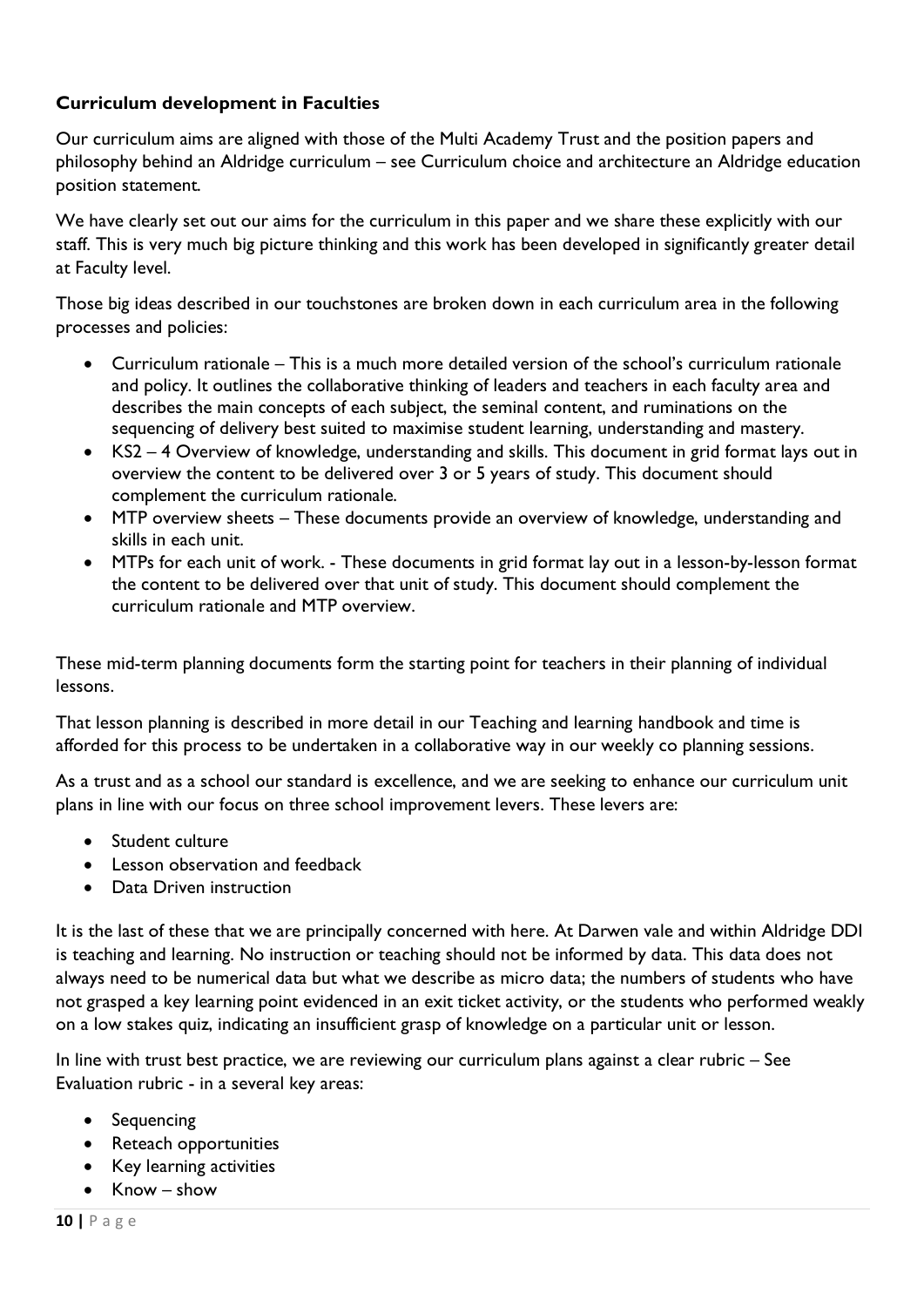**Curriculum development in Faculties**

Our curriculum aims are aligned with those of the Multi Academy Trust and the position papers and philosophy behind an Aldridge curriculum – see Curriculum choice and architecture an Aldridge education position statement.

We have clearly set out our aims for the curriculum in this paper and we share these explicitly with our staff. This is very much big picture thinking and this work has been developed in significantly greater detail at Faculty level.

Those big ideas described in our touchstones are broken down in each curriculum area in the following processes and policies:

- Curriculum rationale – This is a much more detailed version of the school's curriculum rationale and policy. It outlines the collaborative thinking of leaders and teachers in each faculty area and describes the main concepts of each subject, the seminal content, and ruminations on the sequencing of delivery best suited to maximise student learning, understanding and mastery.
- KS2 – 4 Overview of knowledge, understanding and skills. This document in grid format lays out in overview the content to be delivered over 3 or 5 years of study. This document should complement the curriculum rationale.
- MTP overview sheets – These documents provide an overview of knowledge, understanding and skills in each unit.
- MTPs for each unit of work. - These documents in grid format lay out in a lesson-by-lesson format the content to be delivered over that unit of study. This document should complement the curriculum rationale and MTP overview.

These mid-term planning documents form the starting point for teachers in their planning of individual lessons.

That lesson planning is described in more detail in our Teaching and learning handbook and time is afforded for this process to be undertaken in a collaborative way in our weekly co planning sessions.

As a trust and as a school our standard is excellence, and we are seeking to enhance our curriculum unit plans in line with our focus on three school improvement levers. These levers are:

- Student culture
- Lesson observation and feedback
- Data Driven instruction

It is the last of these that we are principally concerned with here. At Darwen vale and within Aldridge DDI is teaching and learning. No instruction or teaching should not be informed by data. This data does not always need to be numerical data but what we describe as micro data; the numbers of students who have not grasped a key learning point evidenced in an exit ticket activity, or the students who performed weakly on a low stakes quiz, indicating an insufficient grasp of knowledge on a particular unit or lesson.

In line with trust best practice, we are reviewing our curriculum plans against a clear rubric – See Evaluation rubric - in a several key areas:

- Sequencing
- Reteach opportunities
- Key learning activities
- Know – show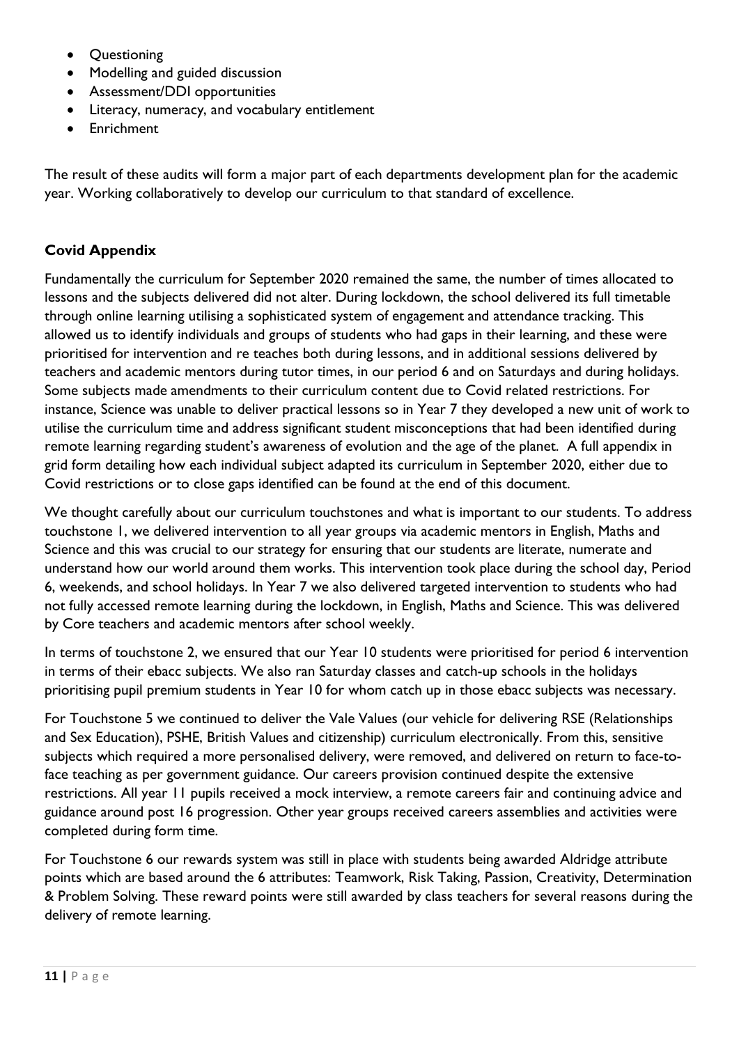- Questioning
- Modelling and guided discussion
- Assessment/DDI opportunities
- Literacy, numeracy, and vocabulary entitlement
- Enrichment

The result of these audits will form a major part of each departments development plan for the academic year. Working collaboratively to develop our curriculum to that standard of excellence.

**Covid Appendix**

Fundamentally the curriculum for September 2020 remained the same, the number of times allocated to lessons and the subjects delivered did not alter. During lockdown, the school delivered its full timetable through online learning utilising a sophisticated system of engagement and attendance tracking. This allowed us to identify individuals and groups of students who had gaps in their learning, and these were prioritised for intervention and re teaches both during lessons, and in additional sessions delivered by teachers and academic mentors during tutor times, in our period 6 and on Saturdays and during holidays. Some subjects made amendments to their curriculum content due to Covid related restrictions. For instance, Science was unable to deliver practical lessons so in Year 7 they developed a new unit of work to utilise the curriculum time and address significant student misconceptions that had been identified during remote learning regarding student's awareness of evolution and the age of the planet. A full appendix in grid form detailing how each individual subject adapted its curriculum in September 2020, either due to Covid restrictions or to close gaps identified can be found at the end of this document.

We thought carefully about our curriculum touchstones and what is important to our students. To address touchstone 1, we delivered intervention to all year groups via academic mentors in English, Maths and Science and this was crucial to our strategy for ensuring that our students are literate, numerate and understand how our world around them works. This intervention took place during the school day, Period 6, weekends, and school holidays. In Year 7 we also delivered targeted intervention to students who had not fully accessed remote learning during the lockdown, in English, Maths and Science. This was delivered by Core teachers and academic mentors after school weekly.

In terms of touchstone 2, we ensured that our Year 10 students were prioritised for period 6 intervention in terms of their ebacc subjects. We also ran Saturday classes and catch-up schools in the holidays prioritising pupil premium students in Year 10 for whom catch up in those ebacc subjects was necessary.

For Touchstone 5 we continued to deliver the Vale Values (our vehicle for delivering RSE (Relationships and Sex Education), PSHE, British Values and citizenship) curriculum electronically. From this, sensitive subjects which required a more personalised delivery, were removed, and delivered on return to face-to-face teaching as per government guidance. Our careers provision continued despite the extensive restrictions. All year 11 pupils received a mock interview, a remote careers fair and continuing advice and guidance around post 16 progression. Other year groups received careers assemblies and activities were completed during form time.

For Touchstone 6 our rewards system was still in place with students being awarded Aldridge attribute points which are based around the 6 attributes: Teamwork, Risk Taking, Passion, Creativity, Determination & Problem Solving. These reward points were still awarded by class teachers for several reasons during the delivery of remote learning.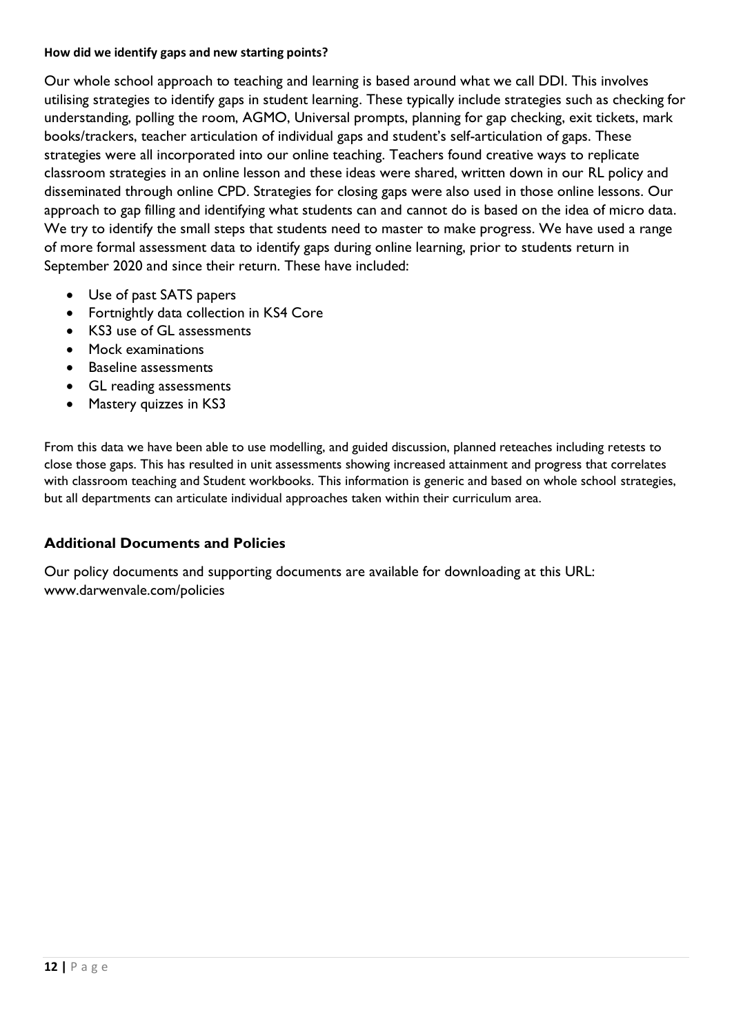**How did we identify gaps and new starting points?**

Our whole school approach to teaching and learning is based around what we call DDI. This involves utilising strategies to identify gaps in student learning. These typically include strategies such as checking for understanding, polling the room, AGMO, Universal prompts, planning for gap checking, exit tickets, mark books/trackers, teacher articulation of individual gaps and student's self-articulation of gaps. These strategies were all incorporated into our online teaching. Teachers found creative ways to replicate classroom strategies in an online lesson and these ideas were shared, written down in our RL policy and disseminated through online CPD. Strategies for closing gaps were also used in those online lessons. Our approach to gap filling and identifying what students can and cannot do is based on the idea of micro data. We try to identify the small steps that students need to master to make progress. We have used a range of more formal assessment data to identify gaps during online learning, prior to students return in September 2020 and since their return. These have included:

- Use of past SATS papers
- Fortnightly data collection in KS4 Core
- KS3 use of GL assessments
- Mock examinations
- Baseline assessments
- GL reading assessments
- Mastery quizzes in KS3

From this data we have been able to use modelling, and guided discussion, planned reteaches including retests to close those gaps. This has resulted in unit assessments showing increased attainment and progress that correlates with classroom teaching and Student workbooks. This information is generic and based on whole school strategies, but all departments can articulate individual approaches taken within their curriculum area.

## Additional Documents and Policies

Our policy documents and supporting documents are available for downloading at this URL: www.darwenvale.com/policies